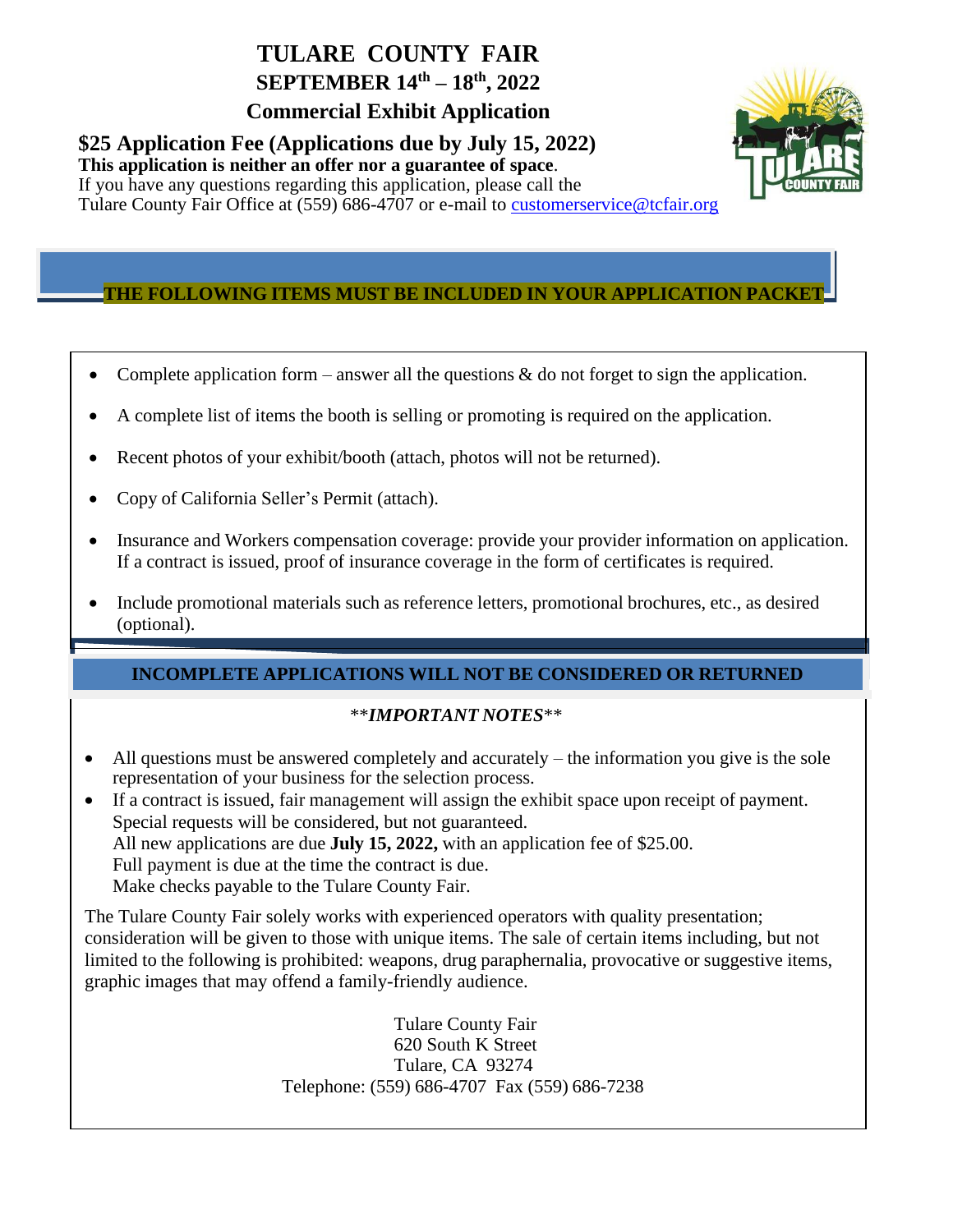# TULARE COUNTY FAIR

## SEPTEMBER 14th – 18th, 2022

## Commercial Exhibit Application

### $25 Application Fee (Applications due by July 15, 2022)

**This application is neither an offer nor a guarantee of space**.

If you have any questions regarding this application, please call the Tulare County Fair Office at (559) 686-4707 or e-mail to customerservice@tcfair.org

**THE FOLLOWING ITEMS MUST BE INCLUDED IN YOUR APPLICATION PACKET**

- Complete application form – answer all the questions & do not forget to sign the application.
- A complete list of items the booth is selling or promoting is required on the application.
- Recent photos of your exhibit/booth (attach, photos will not be returned).
- Copy of California Seller's Permit (attach).
- Insurance and Workers compensation coverage: provide your provider information on application. If a contract is issued, proof of insurance coverage in the form of certificates is required.
- Include promotional materials such as reference letters, promotional brochures, etc., as desired (optional).

**INCOMPLETE APPLICATIONS WILL NOT BE CONSIDERED OR RETURNED**

***IMPORTANT NOTES***

- All questions must be answered completely and accurately – the information you give is the sole representation of your business for the selection process.
- If a contract is issued, fair management will assign the exhibit space upon receipt of payment. Special requests will be considered, but not guaranteed.
  All new applications are due **July 15, 2022,** with an application fee of $25.00.
  Full payment is due at the time the contract is due.
  Make checks payable to the Tulare County Fair.

The Tulare County Fair solely works with experienced operators with quality presentation; consideration will be given to those with unique items. The sale of certain items including, but not limited to the following is prohibited: weapons, drug paraphernalia, provocative or suggestive items, graphic images that may offend a family-friendly audience.

Tulare County Fair
620 South K Street
Tulare, CA 93274
Telephone: (559) 686-4707 Fax (559) 686-7238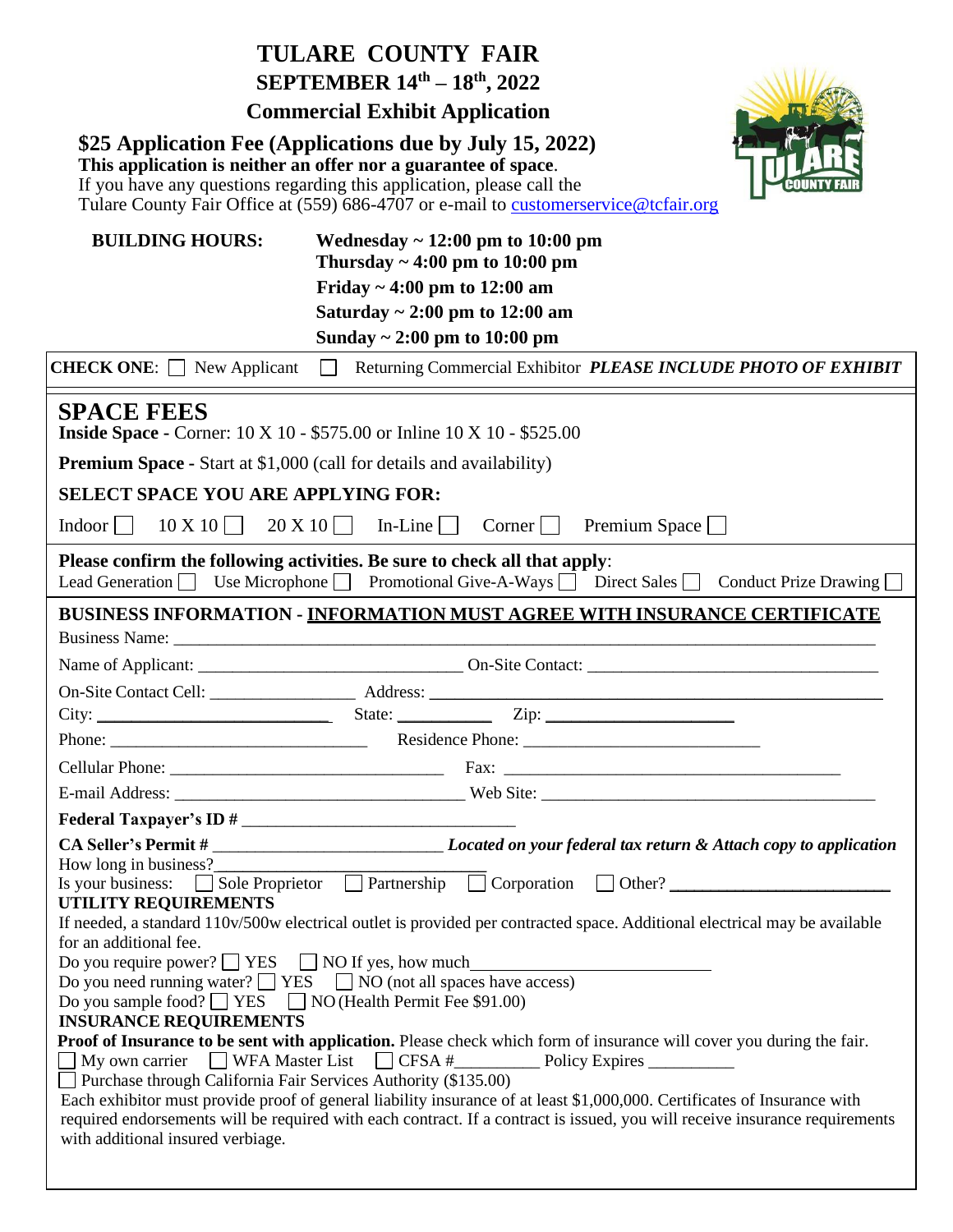# TULARE COUNTY FAIR

## SEPTEMBER 14th – 18th, 2022

## Commercial Exhibit Application

**$25 Application Fee (Applications due by July 15, 2022)**
**This application is neither an offer nor a guarantee of space.**
If you have any questions regarding this application, please call the Tulare County Fair Office at (559) 686-4707 or e-mail to customerservice@tcfair.org

**BUILDING HOURS:**
**Wednesday ~ 12:00 pm to 10:00 pm**
**Thursday ~ 4:00 pm to 10:00 pm**
**Friday ~ 4:00 pm to 12:00 am**
**Saturday ~ 2:00 pm to 12:00 am**
**Sunday ~ 2:00 pm to 10:00 pm**

**CHECK ONE**: ☐ New Applicant ☐ Returning Commercial Exhibitor ***PLEASE INCLUDE PHOTO OF EXHIBIT***

## SPACE FEES

**Inside Space** - Corner: 10 X 10 - $575.00 or Inline 10 X 10 - $525.00

**Premium Space** - Start at $1,000 (call for details and availability)

**SELECT SPACE YOU ARE APPLYING FOR:**

Indoor ☐ 10 X 10 ☐ 20 X 10 ☐ In-Line ☐ Corner ☐ Premium Space ☐

**Please confirm the following activities. Be sure to check all that apply**:
Lead Generation ☐ Use Microphone ☐ Promotional Give-A-Ways ☐ Direct Sales ☐ Conduct Prize Drawing ☐

**BUSINESS INFORMATION - INFORMATION MUST AGREE WITH INSURANCE CERTIFICATE**

Business Name: ____________________

Name of Applicant: ____________________ On-Site Contact: ____________________

On-Site Contact Cell: ____________ Address: ____________________

City: ____________ State: ________ Zip: ____________

Phone: ____________________ Residence Phone: ____________________

Cellular Phone: ____________________ Fax: ____________________

E-mail Address: ____________________ Web Site: ____________________

**Federal Taxpayer's ID #** ____________________

**CA Seller's Permit #** ____________________ ***Located on your federal tax return & Attach copy to application***

How long in business?____________________

Is your business: ☐ Sole Proprietor ☐ Partnership ☐ Corporation ☐ Other? ____________

**UTILITY REQUIREMENTS**

If needed, a standard 110v/500w electrical outlet is provided per contracted space. Additional electrical may be available for an additional fee.

Do you require power? ☐ YES ☐ NO If yes, how much____________

Do you need running water? ☐ YES ☐ NO (not all spaces have access)

Do you sample food? ☐ YES ☐ NO (Health Permit Fee $91.00)

**INSURANCE REQUIREMENTS**

**Proof of Insurance to be sent with application.** Please check which form of insurance will cover you during the fair.

☐ My own carrier ☐ WFA Master List ☐ CFSA #__________ Policy Expires __________

☐ Purchase through California Fair Services Authority ($135.00)

Each exhibitor must provide proof of general liability insurance of at least $1,000,000. Certificates of Insurance with required endorsements will be required with each contract. If a contract is issued, you will receive insurance requirements with additional insured verbiage.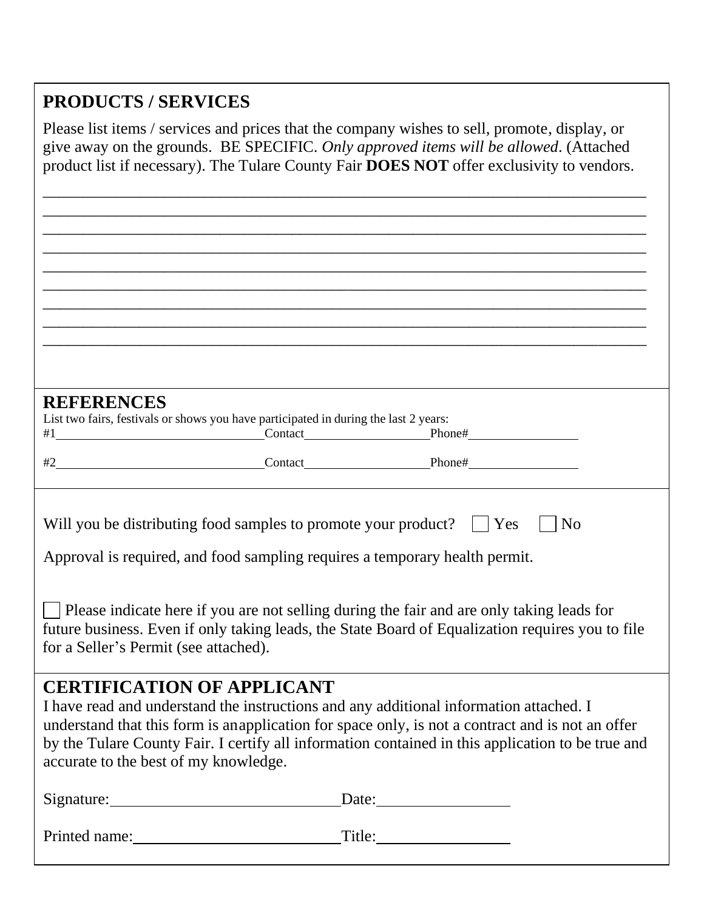## PRODUCTS / SERVICES

Please list items / services and prices that the company wishes to sell, promote, display, or give away on the grounds. BE SPECIFIC. *Only approved items will be allowed*. (Attached product list if necessary). The Tulare County Fair **DOES NOT** offer exclusivity to vendors.

______________________________________________________________________________
______________________________________________________________________________
______________________________________________________________________________
______________________________________________________________________________
______________________________________________________________________________
______________________________________________________________________________
______________________________________________________________________________
______________________________________________________________________________
______________________________________________________________________________

## REFERENCES

List two fairs, festivals or shows you have participated in during the last 2 years:

#1________________________________ Contact____________________ Phone#__________________

#2________________________________ Contact____________________ Phone#__________________

Will you be distributing food samples to promote your product? ☐ Yes ☐ No

Approval is required, and food sampling requires a temporary health permit.

☐ Please indicate here if you are not selling during the fair and are only taking leads for future business. Even if only taking leads, the State Board of Equalization requires you to file for a Seller's Permit (see attached).

## CERTIFICATION OF APPLICANT

I have read and understand the instructions and any additional information attached. I understand that this form is an application for space only, is not a contract and is not an offer by the Tulare County Fair. I certify all information contained in this application to be true and accurate to the best of my knowledge.

Signature:______________________________ Date:__________________

Printed name:___________________________ Title:__________________